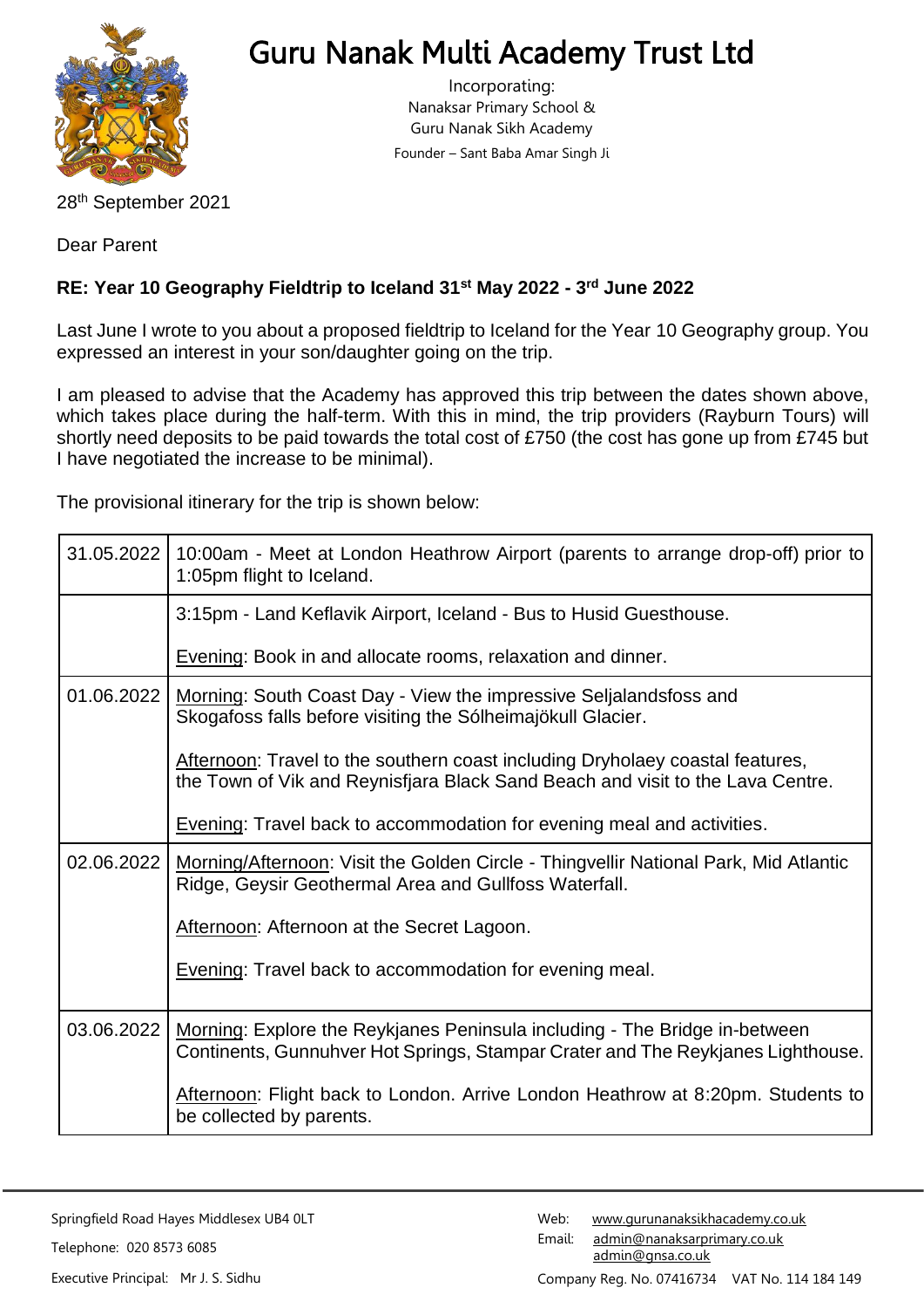# Guru Nanak Multi Academy Trust Ltd

Incorporating:
Nanaksar Primary School &
Guru Nanak Sikh Academy
Founder – Sant Baba Amar Singh Ji

28th September 2021

Dear Parent

**RE: Year 10 Geography Fieldtrip to Iceland 31st May 2022 - 3rd June 2022**

Last June I wrote to you about a proposed fieldtrip to Iceland for the Year 10 Geography group. You expressed an interest in your son/daughter going on the trip.

I am pleased to advise that the Academy has approved this trip between the dates shown above, which takes place during the half-term. With this in mind, the trip providers (Rayburn Tours) will shortly need deposits to be paid towards the total cost of £750 (the cost has gone up from £745 but I have negotiated the increase to be minimal).

The provisional itinerary for the trip is shown below:

| Date | Itinerary |
|---|---|
| 31.05.2022 | 10:00am - Meet at London Heathrow Airport (parents to arrange drop-off) prior to 1:05pm flight to Iceland. |
| | 3:15pm - Land Keflavik Airport, Iceland - Bus to Husid Guesthouse.<br><br>Evening: Book in and allocate rooms, relaxation and dinner. |
| 01.06.2022 | Morning: South Coast Day - View the impressive Seljalandsfoss and Skogafoss falls before visiting the Sólheimajökull Glacier.<br><br>Afternoon: Travel to the southern coast including Dryholaey coastal features, the Town of Vik and Reynisfjara Black Sand Beach and visit to the Lava Centre.<br><br>Evening: Travel back to accommodation for evening meal and activities. |
| 02.06.2022 | Morning/Afternoon: Visit the Golden Circle - Thingvellir National Park, Mid Atlantic Ridge, Geysir Geothermal Area and Gullfoss Waterfall.<br><br>Afternoon: Afternoon at the Secret Lagoon.<br><br>Evening: Travel back to accommodation for evening meal. |
| 03.06.2022 | Morning: Explore the Reykjanes Peninsula including - The Bridge in-between Continents, Gunnuhver Hot Springs, Stampar Crater and The Reykjanes Lighthouse.<br><br>Afternoon: Flight back to London. Arrive London Heathrow at 8:20pm. Students to be collected by parents. |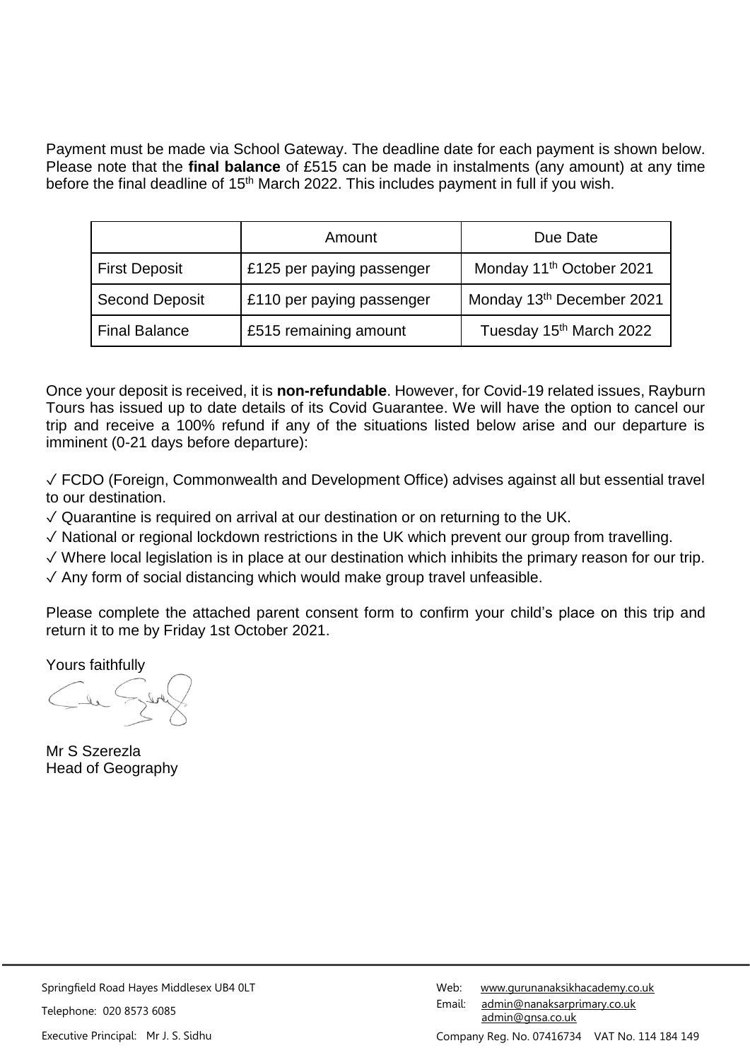Payment must be made via School Gateway. The deadline date for each payment is shown below. Please note that the **final balance** of £515 can be made in instalments (any amount) at any time before the final deadline of 15th March 2022. This includes payment in full if you wish.

| | Amount | Due Date |
|---|---|---|
| First Deposit | £125 per paying passenger | Monday 11th October 2021 |
| Second Deposit | £110 per paying passenger | Monday 13th December 2021 |
| Final Balance | £515 remaining amount | Tuesday 15th March 2022 |

Once your deposit is received, it is **non-refundable**. However, for Covid-19 related issues, Rayburn Tours has issued up to date details of its Covid Guarantee. We will have the option to cancel our trip and receive a 100% refund if any of the situations listed below arise and our departure is imminent (0-21 days before departure):

✓ FCDO (Foreign, Commonwealth and Development Office) advises against all but essential travel to our destination.
✓ Quarantine is required on arrival at our destination or on returning to the UK.
✓ National or regional lockdown restrictions in the UK which prevent our group from travelling.
✓ Where local legislation is in place at our destination which inhibits the primary reason for our trip.
✓ Any form of social distancing which would make group travel unfeasible.

Please complete the attached parent consent form to confirm your child's place on this trip and return it to me by Friday 1st October 2021.

Yours faithfully

Mr S Szerezla
Head of Geography

Springfield Road Hayes Middlesex UB4 0LT
Telephone: 020 8573 6085
Executive Principal: Mr J. S. Sidhu

Web: www.gurunanaksikhacademy.co.uk
Email: admin@nanaksarprimary.co.uk
admin@gnsa.co.uk
Company Reg. No. 07416734 VAT No. 114 184 149